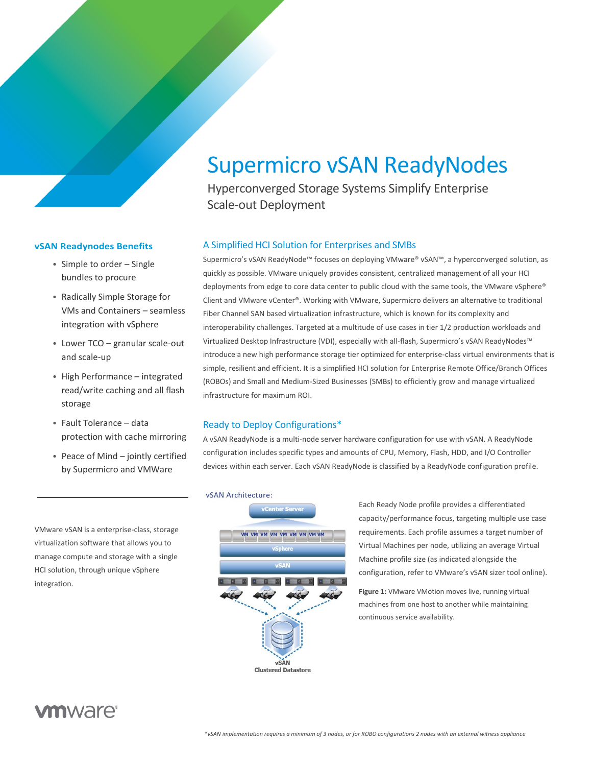# Supermicro vSAN ReadyNodes

Hyperconverged Storage Systems Simplify Enterprise Scale-out Deployment

## A Simplified HCI Solution for Enterprises and SMBs

Supermicro's vSAN ReadyNode™ focuses on deploying VMware® vSAN™, a hyperconverged solution, as quickly as possible. VMware uniquely provides consistent, centralized management of all your HCI deployments from edge to core data center to public cloud with the same tools, the VMware vSphere® Client and VMware vCenter®. Working with VMware, Supermicro delivers an alternative to traditional Fiber Channel SAN based virtualization infrastructure, which is known for its complexity and interoperability challenges. Targeted at a multitude of use cases in tier 1/2 production workloads and Virtualized Desktop Infrastructure (VDI), especially with all-flash, Supermicro's vSAN ReadyNodes™ introduce a new high performance storage tier optimized for enterprise-class virtual environments that is simple, resilient and efficient. It is a simplified HCI solution for Enterprise Remote Office/Branch Offices (ROBOs) and Small and Medium-Sized Businesses (SMBs) to efficiently grow and manage virtualized infrastructure for maximum ROI.

## Ready to Deploy Configurations*

A vSAN ReadyNode is a multi-node server hardware configuration for use with vSAN. A ReadyNode configuration includes specific types and amounts of CPU, Memory, Flash, HDD, and I/O Controller devices within each server. Each vSAN ReadyNode is classified by a ReadyNode configuration profile.

vSAN Architecture:

vCenter Server

VM VM VM VM VM VM VM VM VM

vSphere

vSAN

vSAN Clustered Datastore

Each Ready Node profile provides a differentiated capacity/performance focus, targeting multiple use case requirements. Each profile assumes a target number of Virtual Machines per node, utilizing an average Virtual Machine profile size (as indicated alongside the configuration, refer to VMware's vSAN sizer tool online).

**Figure 1:** VMware VMotion moves live, running virtual machines from one host to another while maintaining continuous service availability.

### vSAN Readynodes Benefits

- Simple to order – Single bundles to procure
- Radically Simple Storage for VMs and Containers – seamless integration with vSphere
- Lower TCO – granular scale-out and scale-up
- High Performance – integrated read/write caching and all flash storage
- Fault Tolerance – data protection with cache mirroring
- Peace of Mind – jointly certified by Supermicro and VMWare

VMware vSAN is a enterprise-class, storage virtualization software that allows you to manage compute and storage with a single HCI solution, through unique vSphere integration.

*vSAN implementation requires a minimum of 3 nodes, or for ROBO configurations 2 nodes with an external witness appliance*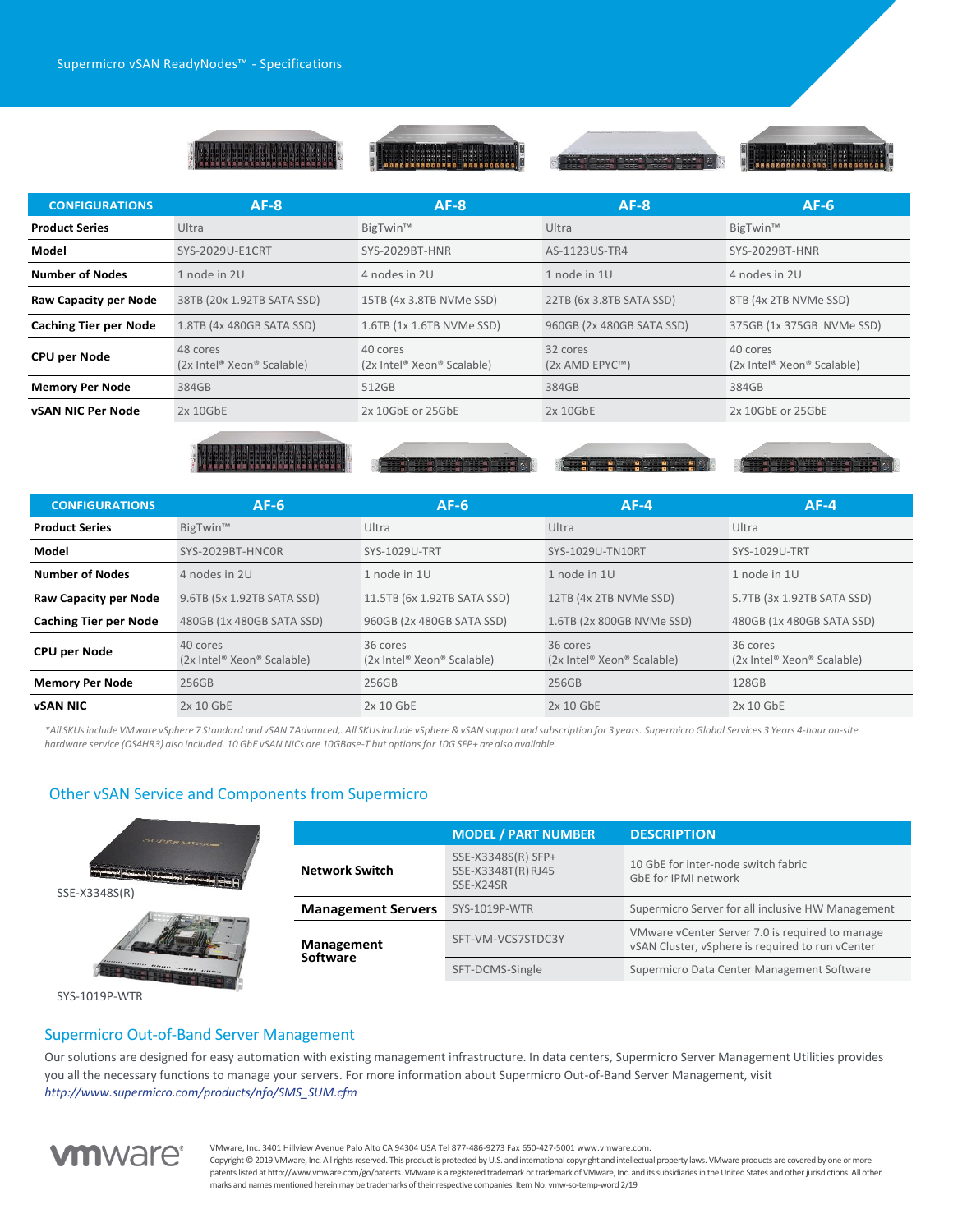Supermicro vSAN ReadyNodes™ - Specifications

| CONFIGURATIONS | AF-8 | AF-8 | AF-8 | AF-6 |
|---|---|---|---|---|
| **Product Series** | Ultra | BigTwin™ | Ultra | BigTwin™ |
| **Model** | SYS-2029U-E1CRT | SYS-2029BT-HNR | AS-1123US-TR4 | SYS-2029BT-HNR |
| **Number of Nodes** | 1 node in 2U | 4 nodes in 2U | 1 node in 1U | 4 nodes in 2U |
| **Raw Capacity per Node** | 38TB (20x 1.92TB SATA SSD) | 15TB (4x 3.8TB NVMe SSD) | 22TB (6x 3.8TB SATA SSD) | 8TB (4x 2TB NVMe SSD) |
| **Caching Tier per Node** | 1.8TB (4x 480GB SATA SSD) | 1.6TB (1x 1.6TB NVMe SSD) | 960GB (2x 480GB SATA SSD) | 375GB (1x 375GB NVMe SSD) |
| **CPU per Node** | 48 cores (2x Intel® Xeon® Scalable) | 40 cores (2x Intel® Xeon® Scalable) | 32 cores (2x AMD EPYC™) | 40 cores (2x Intel® Xeon® Scalable) |
| **Memory Per Node** | 384GB | 512GB | 384GB | 384GB |
| **vSAN NIC Per Node** | 2x 10GbE | 2x 10GbE or 25GbE | 2x 10GbE | 2x 10GbE or 25GbE |

| CONFIGURATIONS | AF-6 | AF-6 | AF-4 | AF-4 |
|---|---|---|---|---|
| **Product Series** | BigTwin™ | Ultra | Ultra | Ultra |
| **Model** | SYS-2029BT-HNC0R | SYS-1029U-TRT | SYS-1029U-TN10RT | SYS-1029U-TRT |
| **Number of Nodes** | 4 nodes in 2U | 1 node in 1U | 1 node in 1U | 1 node in 1U |
| **Raw Capacity per Node** | 9.6TB (5x 1.92TB SATA SSD) | 11.5TB (6x 1.92TB SATA SSD) | 12TB (4x 2TB NVMe SSD) | 5.7TB (3x 1.92TB SATA SSD) |
| **Caching Tier per Node** | 480GB (1x 480GB SATA SSD) | 960GB (2x 480GB SATA SSD) | 1.6TB (2x 800GB NVMe SSD) | 480GB (1x 480GB SATA SSD) |
| **CPU per Node** | 40 cores (2x Intel® Xeon® Scalable) | 36 cores (2x Intel® Xeon® Scalable) | 36 cores (2x Intel® Xeon® Scalable) | 36 cores (2x Intel® Xeon® Scalable) |
| **Memory Per Node** | 256GB | 256GB | 256GB | 128GB |
| **vSAN NIC** | 2x 10 GbE | 2x 10 GbE | 2x 10 GbE | 2x 10 GbE |

*\*All SKUs include VMware vSphere 7 Standard and vSAN 7 Advanced,. All SKUs include vSphere & vSAN support and subscription for 3 years. Supermicro Global Services 3 Years 4-hour on-site hardware service (OS4HR3) also included. 10 GbE vSAN NICs are 10GBase-T but options for 10G SFP+ are also available.*

## Other vSAN Service and Components from Supermicro

SSE-X3348S(R)

SYS-1019P-WTR

| | MODEL / PART NUMBER | DESCRIPTION |
|---|---|---|
| **Network Switch** | SSE-X3348S(R) SFP+<br>SSE-X3348T(R) RJ45<br>SSE-X24SR | 10 GbE for inter-node switch fabric<br>GbE for IPMI network |
| **Management Servers** | SYS-1019P-WTR | Supermicro Server for all inclusive HW Management |
| **Management Software** | SFT-VM-VCS7STDC3Y | VMware vCenter Server 7.0 is required to manage vSAN Cluster, vSphere is required to run vCenter |
| | SFT-DCMS-Single | Supermicro Data Center Management Software |

## Supermicro Out-of-Band Server Management

Our solutions are designed for easy automation with existing management infrastructure. In data centers, Supermicro Server Management Utilities provides you all the necessary functions to manage your servers. For more information about Supermicro Out-of-Band Server Management, visit *http://www.supermicro.com/products/nfo/SMS_SUM.cfm*

vmware®

VMware, Inc. 3401 Hillview Avenue Palo Alto CA 94304 USA Tel 877-486-9273 Fax 650-427-5001 www.vmware.com.
Copyright © 2019 VMware, Inc. All rights reserved. This product is protected by U.S. and international copyright and intellectual property laws. VMware products are covered by one or more patents listed at http://www.vmware.com/go/patents. VMware is a registered trademark or trademark of VMware, Inc. and its subsidiaries in the United States and other jurisdictions. All other marks and names mentioned herein may be trademarks of their respective companies. Item No: vmw-so-temp-word 2/19